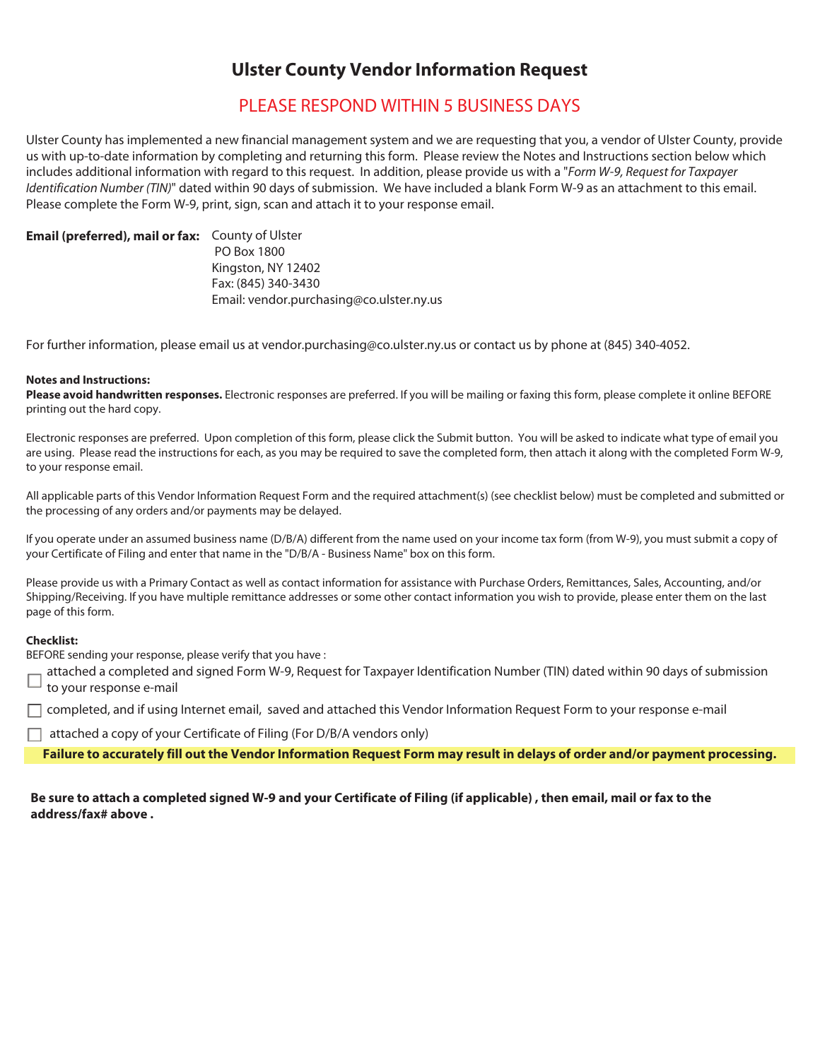# Ulster County Vendor Information Request

## PLEASE RESPOND WITHIN 5 BUSINESS DAYS

Ulster County has implemented a new financial management system and we are requesting that you, a vendor of Ulster County, provide us with up-to-date information by completing and returning this form. Please review the Notes and Instructions section below which includes additional information with regard to this request. In addition, please provide us with a "*Form W-9, Request for Taxpayer Identification Number (TIN)*" dated within 90 days of submission. We have included a blank Form W-9 as an attachment to this email. Please complete the Form W-9, print, sign, scan and attach it to your response email.

**Email (preferred), mail or fax:** County of Ulster
PO Box 1800
Kingston, NY 12402
Fax: (845) 340-3430
Email: vendor.purchasing@co.ulster.ny.us

For further information, please email us at vendor.purchasing@co.ulster.ny.us or contact us by phone at (845) 340-4052.

**Notes and Instructions:**

**Please avoid handwritten responses.** Electronic responses are preferred. If you will be mailing or faxing this form, please complete it online BEFORE printing out the hard copy.

Electronic responses are preferred. Upon completion of this form, please click the Submit button. You will be asked to indicate what type of email you are using. Please read the instructions for each, as you may be required to save the completed form, then attach it along with the completed Form W-9, to your response email.

All applicable parts of this Vendor Information Request Form and the required attachment(s) (see checklist below) must be completed and submitted or the processing of any orders and/or payments may be delayed.

If you operate under an assumed business name (D/B/A) different from the name used on your income tax form (from W-9), you must submit a copy of your Certificate of Filing and enter that name in the "D/B/A - Business Name" box on this form.

Please provide us with a Primary Contact as well as contact information for assistance with Purchase Orders, Remittances, Sales, Accounting, and/or Shipping/Receiving. If you have multiple remittance addresses or some other contact information you wish to provide, please enter them on the last page of this form.

**Checklist:**

BEFORE sending your response, please verify that you have :

- ☐ attached a completed and signed Form W-9, Request for Taxpayer Identification Number (TIN) dated within 90 days of submission to your response e-mail
- ☐ completed, and if using Internet email, saved and attached this Vendor Information Request Form to your response e-mail
- ☐ attached a copy of your Certificate of Filing (For D/B/A vendors only)

**Failure to accurately fill out the Vendor Information Request Form may result in delays of order and/or payment processing.**

**Be sure to attach a completed signed W-9 and your Certificate of Filing (if applicable) , then email, mail or fax to the address/fax# above .**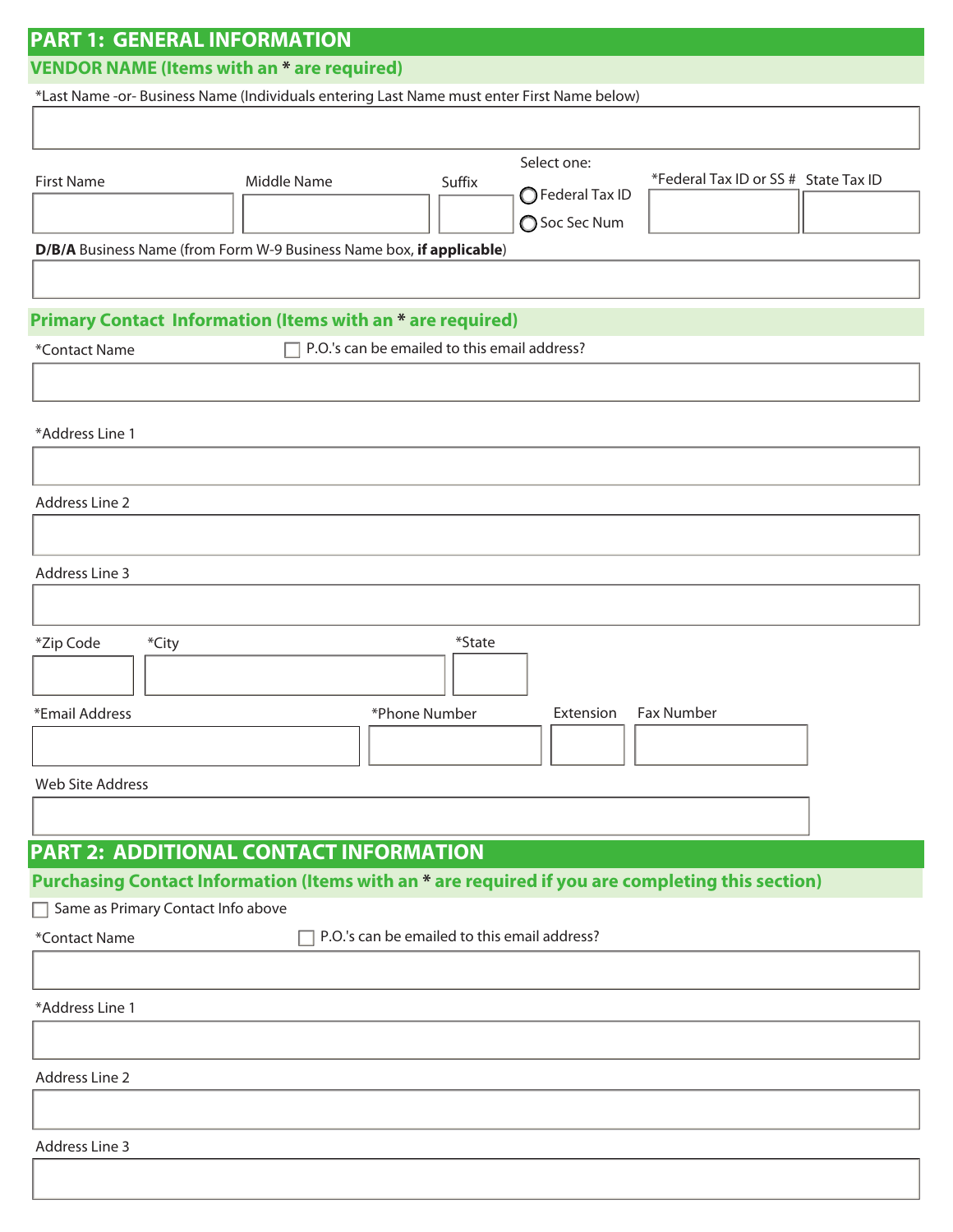## PART 1: GENERAL INFORMATION

### VENDOR NAME (Items with an * are required)

*Last Name -or- Business Name (Individuals entering Last Name must enter First Name below)

First Name

Middle Name

Suffix

Select one:

- ○ Federal Tax ID
- ○ Soc Sec Num

*Federal Tax ID or SS #

State Tax ID

**D/B/A** Business Name (from Form W-9 Business Name box, **if applicable**)

### Primary Contact Information (Items with an * are required)

*Contact Name

☐ P.O.'s can be emailed to this email address?

*Address Line 1

Address Line 2

Address Line 3

*Zip Code

*City

*State

*Email Address

*Phone Number

Extension

Fax Number

Web Site Address

## PART 2: ADDITIONAL CONTACT INFORMATION

### Purchasing Contact Information (Items with an * are required if you are completing this section)

☐ Same as Primary Contact Info above

*Contact Name

☐ P.O.'s can be emailed to this email address?

*Address Line 1

Address Line 2

Address Line 3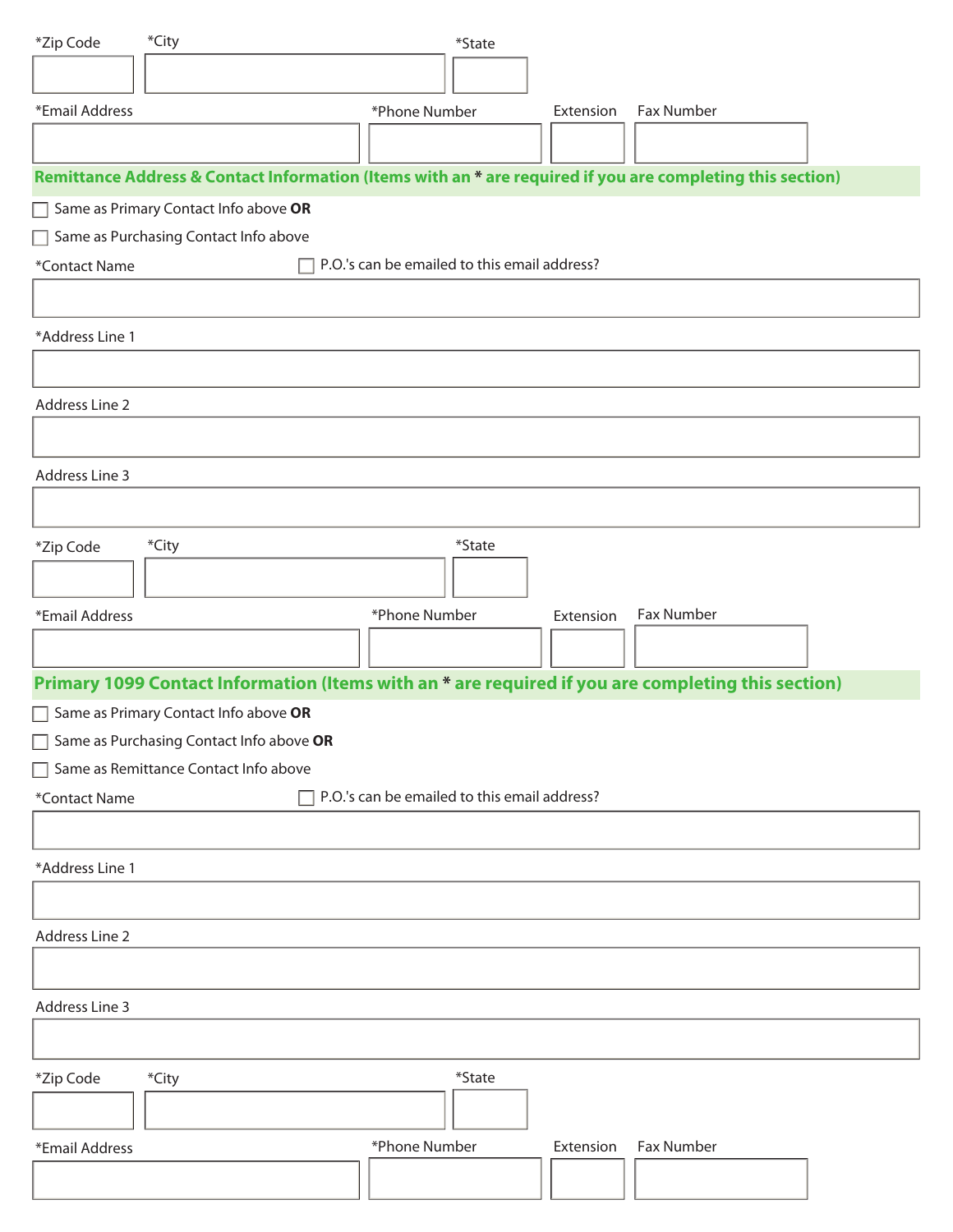*Zip Code *City *State

*Email Address *Phone Number Extension Fax Number

## Remittance Address & Contact Information (Items with an * are required if you are completing this section)

- [ ] Same as Primary Contact Info above **OR**
- [ ] Same as Purchasing Contact Info above

*Contact Name

- [ ] P.O.'s can be emailed to this email address?

*Address Line 1

Address Line 2

Address Line 3

*Zip Code *City *State

*Email Address *Phone Number Extension Fax Number

## Primary 1099 Contact Information (Items with an * are required if you are completing this section)

- [ ] Same as Primary Contact Info above **OR**
- [ ] Same as Purchasing Contact Info above **OR**
- [ ] Same as Remittance Contact Info above

*Contact Name

- [ ] P.O.'s can be emailed to this email address?

*Address Line 1

Address Line 2

Address Line 3

*Zip Code *City *State

*Email Address *Phone Number Extension Fax Number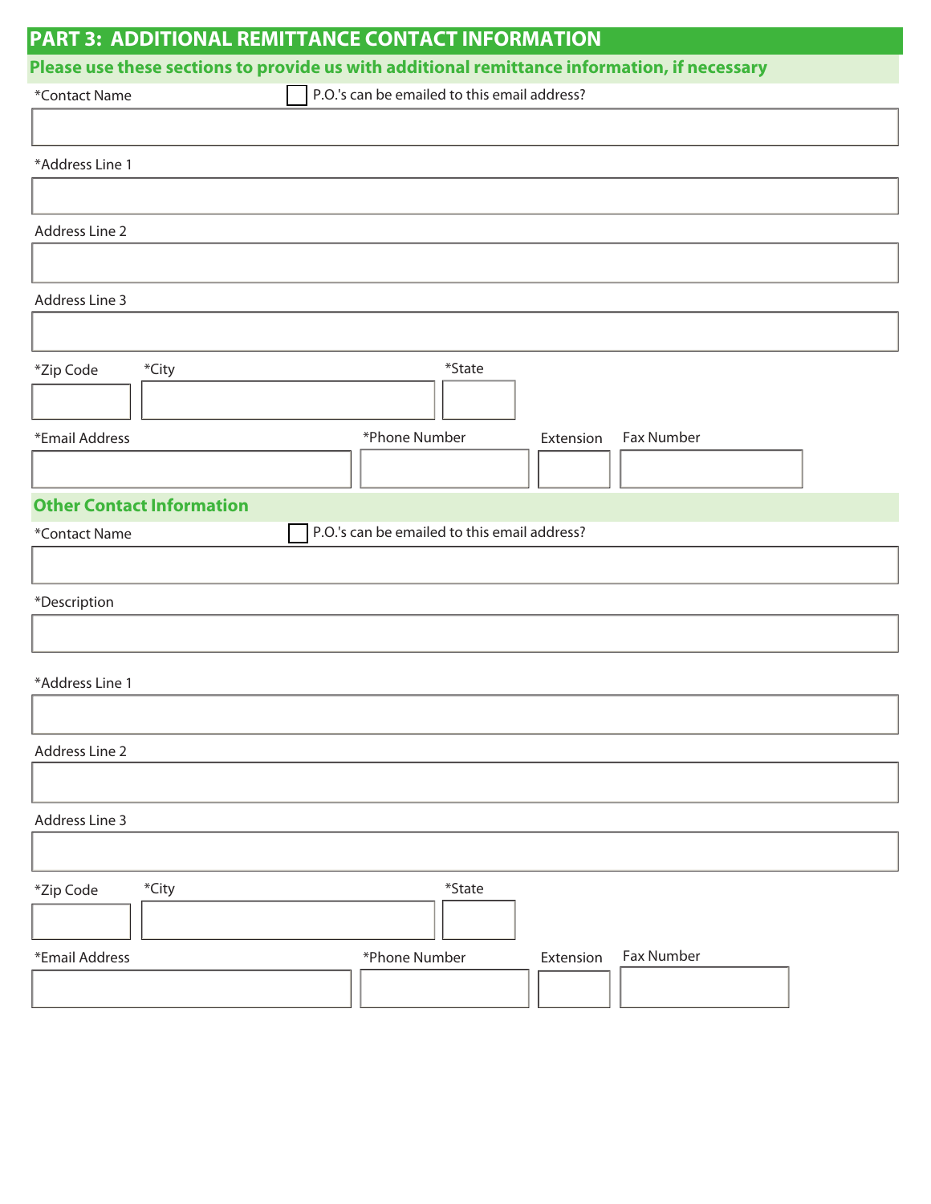## PART 3: ADDITIONAL REMITTANCE CONTACT INFORMATION

### Please use these sections to provide us with additional remittance information, if necessary

*Contact Name

☐ P.O.'s can be emailed to this email address?

*Address Line 1

Address Line 2

Address Line 3

*Zip Code

*City

*State

*Email Address

*Phone Number

Extension

Fax Number

### Other Contact Information

*Contact Name

☐ P.O.'s can be emailed to this email address?

*Description

*Address Line 1

Address Line 2

Address Line 3

*Zip Code

*City

*State

*Email Address

*Phone Number

Extension

Fax Number